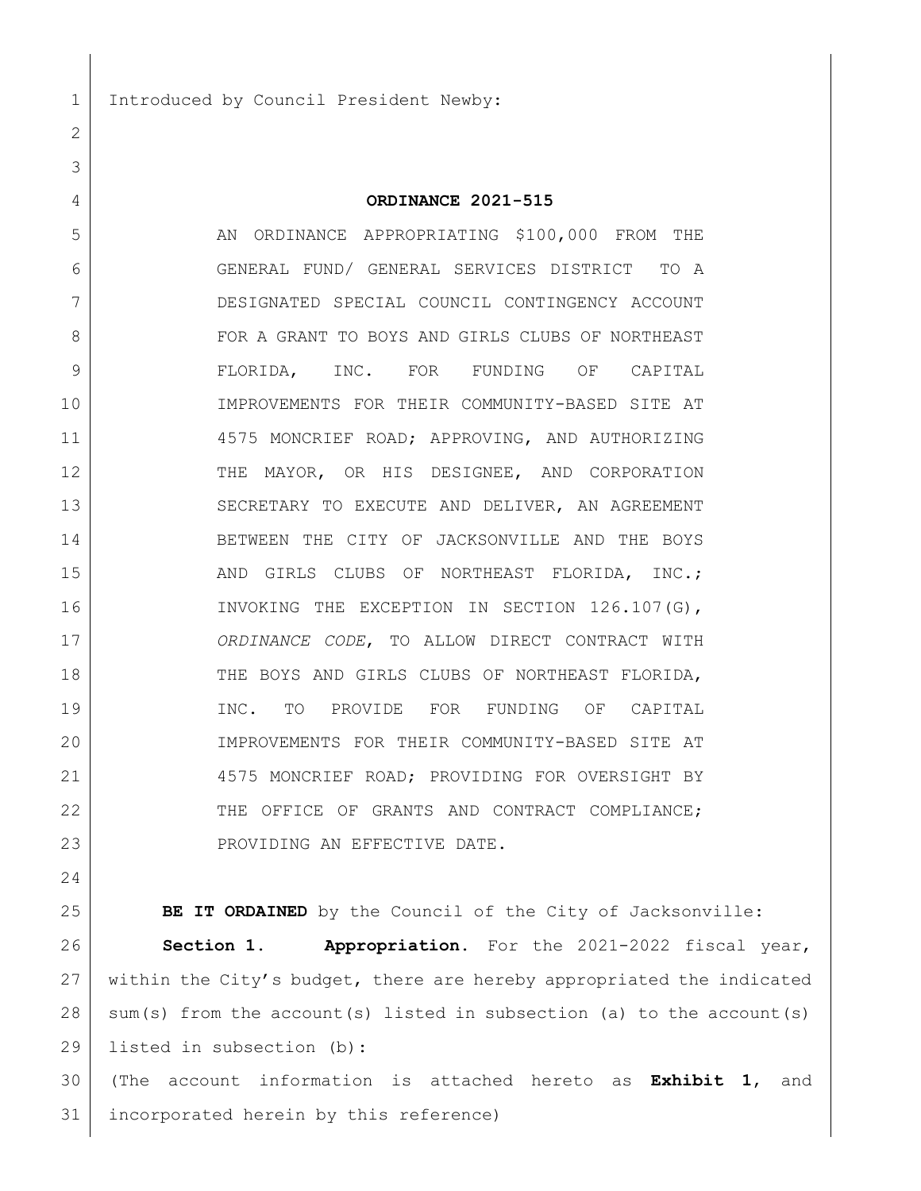Introduced by Council President Newby:

**ORDINANCE 2021-515**

AN ORDINANCE APPROPRIATING $100,000 FROM THE GENERAL FUND/ GENERAL SERVICES DISTRICT TO A DESIGNATED SPECIAL COUNCIL CONTINGENCY ACCOUNT FOR A GRANT TO BOYS AND GIRLS CLUBS OF NORTHEAST FLORIDA, INC. FOR FUNDING OF CAPITAL IMPROVEMENTS FOR THEIR COMMUNITY-BASED SITE AT 4575 MONCRIEF ROAD; APPROVING, AND AUTHORIZING THE MAYOR, OR HIS DESIGNEE, AND CORPORATION SECRETARY TO EXECUTE AND DELIVER, AN AGREEMENT BETWEEN THE CITY OF JACKSONVILLE AND THE BOYS AND GIRLS CLUBS OF NORTHEAST FLORIDA, INC.; INVOKING THE EXCEPTION IN SECTION 126.107(G), *ORDINANCE CODE*, TO ALLOW DIRECT CONTRACT WITH THE BOYS AND GIRLS CLUBS OF NORTHEAST FLORIDA, INC. TO PROVIDE FOR FUNDING OF CAPITAL IMPROVEMENTS FOR THEIR COMMUNITY-BASED SITE AT 4575 MONCRIEF ROAD; PROVIDING FOR OVERSIGHT BY THE OFFICE OF GRANTS AND CONTRACT COMPLIANCE; PROVIDING AN EFFECTIVE DATE.

**BE IT ORDAINED** by the Council of the City of Jacksonville:

**Section 1. Appropriation.** For the 2021-2022 fiscal year, within the City's budget, there are hereby appropriated the indicated sum(s) from the account(s) listed in subsection (a) to the account(s) listed in subsection (b):

(The account information is attached hereto as **Exhibit 1**, and incorporated herein by this reference)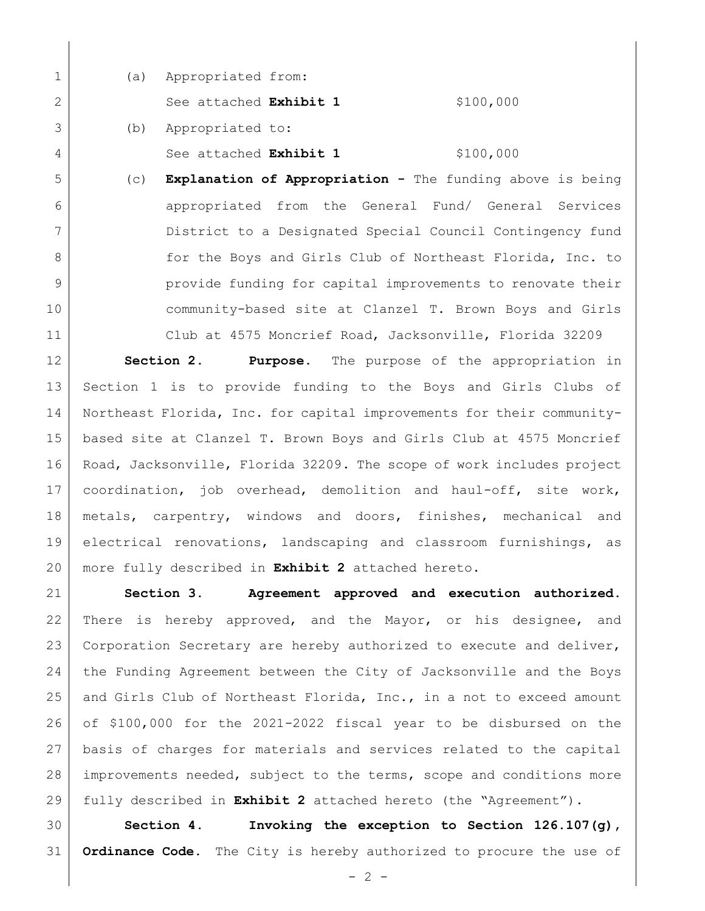(a) Appropriated from:

See attached **Exhibit 1** $100,000

(b) Appropriated to:

See attached **Exhibit 1** $100,000

(c) **Explanation of Appropriation -** The funding above is being appropriated from the General Fund/ General Services District to a Designated Special Council Contingency fund for the Boys and Girls Club of Northeast Florida, Inc. to provide funding for capital improvements to renovate their community-based site at Clanzel T. Brown Boys and Girls Club at 4575 Moncrief Road, Jacksonville, Florida 32209

**Section 2. Purpose.** The purpose of the appropriation in Section 1 is to provide funding to the Boys and Girls Clubs of Northeast Florida, Inc. for capital improvements for their community-based site at Clanzel T. Brown Boys and Girls Club at 4575 Moncrief Road, Jacksonville, Florida 32209. The scope of work includes project coordination, job overhead, demolition and haul-off, site work, metals, carpentry, windows and doors, finishes, mechanical and electrical renovations, landscaping and classroom furnishings, as more fully described in **Exhibit 2** attached hereto.

**Section 3. Agreement approved and execution authorized.** There is hereby approved, and the Mayor, or his designee, and Corporation Secretary are hereby authorized to execute and deliver, the Funding Agreement between the City of Jacksonville and the Boys and Girls Club of Northeast Florida, Inc., in a not to exceed amount of $100,000 for the 2021-2022 fiscal year to be disbursed on the basis of charges for materials and services related to the capital improvements needed, subject to the terms, scope and conditions more fully described in **Exhibit 2** attached hereto (the "Agreement").

**Section 4. Invoking the exception to Section 126.107(g), Ordinance Code.** The City is hereby authorized to procure the use of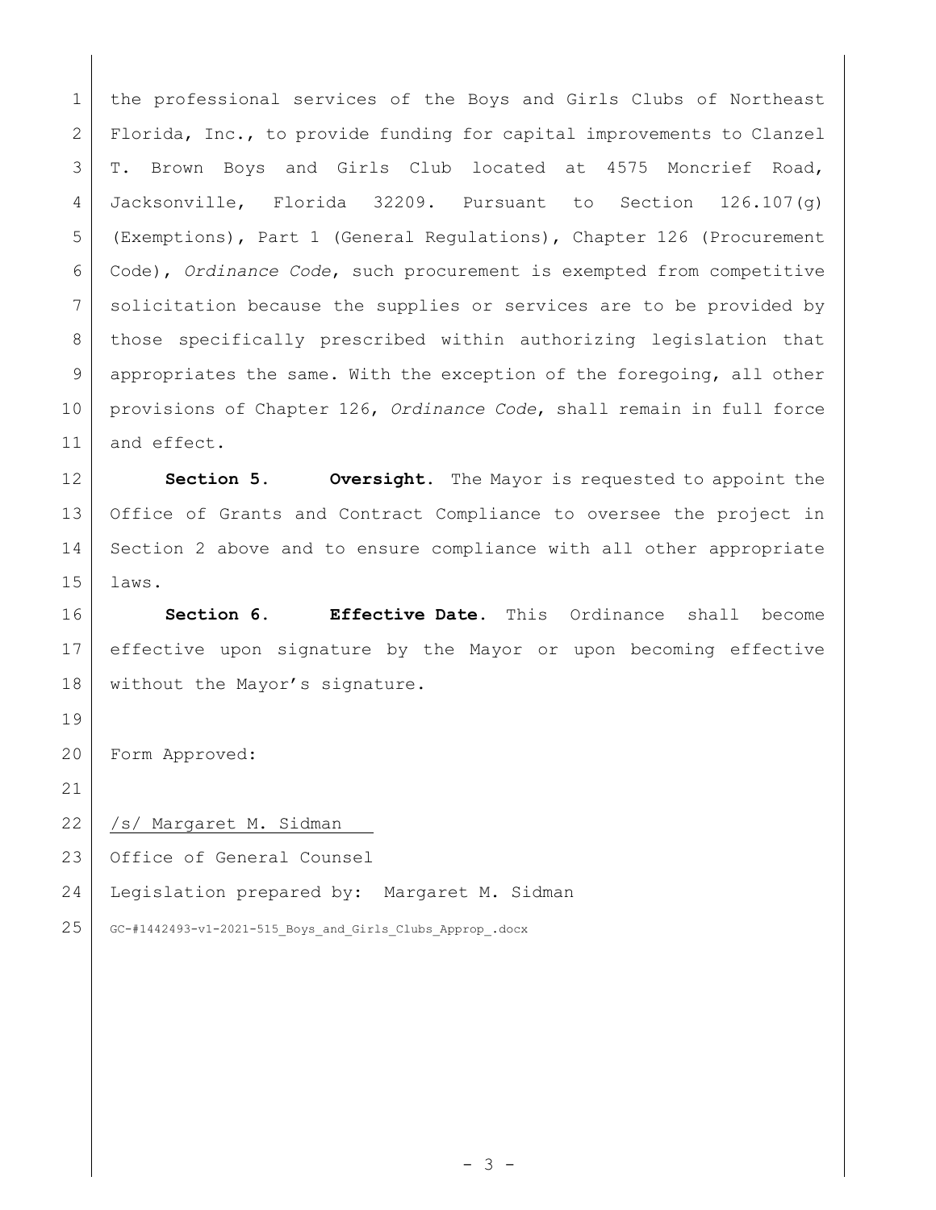the professional services of the Boys and Girls Clubs of Northeast Florida, Inc., to provide funding for capital improvements to Clanzel T. Brown Boys and Girls Club located at 4575 Moncrief Road, Jacksonville, Florida 32209. Pursuant to Section 126.107(g) (Exemptions), Part 1 (General Regulations), Chapter 126 (Procurement Code), *Ordinance Code*, such procurement is exempted from competitive solicitation because the supplies or services are to be provided by those specifically prescribed within authorizing legislation that appropriates the same. With the exception of the foregoing, all other provisions of Chapter 126, *Ordinance Code*, shall remain in full force and effect.

**Section 5. Oversight.** The Mayor is requested to appoint the Office of Grants and Contract Compliance to oversee the project in Section 2 above and to ensure compliance with all other appropriate laws.

**Section 6. Effective Date.** This Ordinance shall become effective upon signature by the Mayor or upon becoming effective without the Mayor's signature.

Form Approved:

/s/ Margaret M. Sidman

Office of General Counsel

Legislation prepared by: Margaret M. Sidman

GC-#1442493-v1-2021-515_Boys_and_Girls_Clubs_Approp_.docx